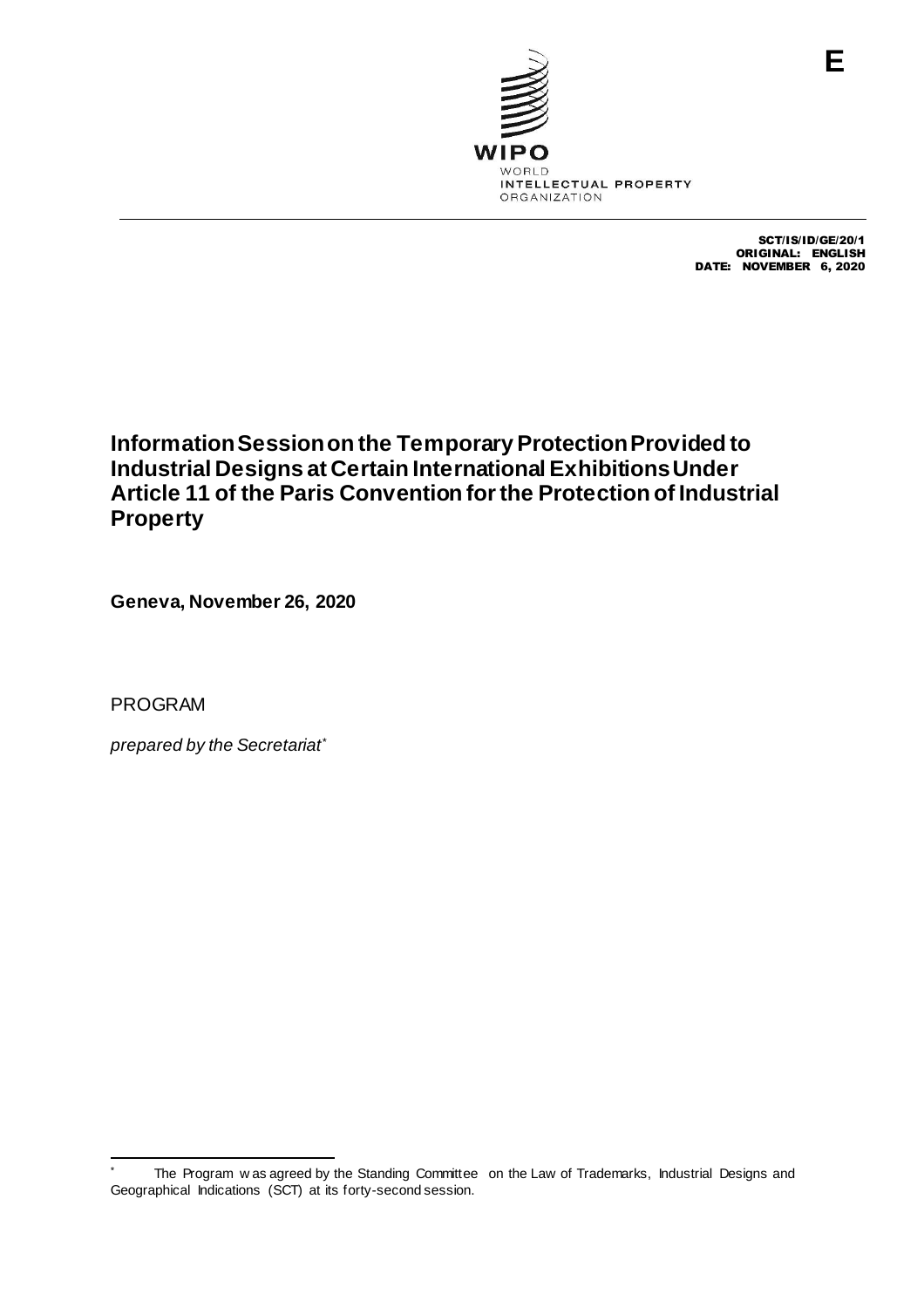WIPO
WORLD
INTELLECTUAL PROPERTY
ORGANIZATION

E

SCT/IS/ID/GE/20/1
ORIGINAL: ENGLISH
DATE: NOVEMBER 6, 2020

# Information Session on the Temporary Protection Provided to Industrial Designs at Certain International Exhibitions Under Article 11 of the Paris Convention for the Protection of Industrial Property

**Geneva, November 26, 2020**

PROGRAM

*prepared by the Secretariat*[*]

---

[*] The Program was agreed by the Standing Committee on the Law of Trademarks, Industrial Designs and Geographical Indications (SCT) at its forty-second session.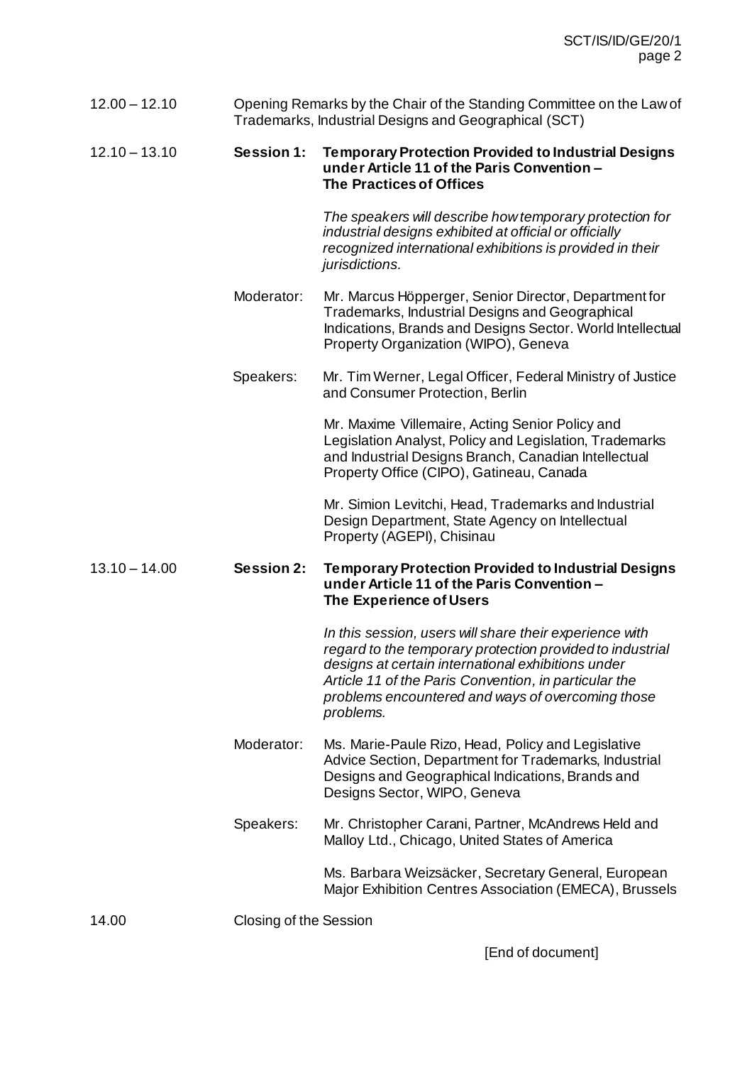| | | |
|---|---|---|
| 12.00 – 12.10 | Opening Remarks by the Chair of the Standing Committee on the Law of Trademarks, Industrial Designs and Geographical (SCT) | |
| 12.10 – 13.10 | **Session 1:** | **Temporary Protection Provided to Industrial Designs under Article 11 of the Paris Convention – The Practices of Offices** |
| | | *The speakers will describe how temporary protection for industrial designs exhibited at official or officially recognized international exhibitions is provided in their jurisdictions.* |
| | Moderator: | Mr. Marcus Höpperger, Senior Director, Department for Trademarks, Industrial Designs and Geographical Indications, Brands and Designs Sector. World Intellectual Property Organization (WIPO), Geneva |
| | Speakers: | Mr. Tim Werner, Legal Officer, Federal Ministry of Justice and Consumer Protection, Berlin |
| | | Mr. Maxime Villemaire, Acting Senior Policy and Legislation Analyst, Policy and Legislation, Trademarks and Industrial Designs Branch, Canadian Intellectual Property Office (CIPO), Gatineau, Canada |
| | | Mr. Simion Levitchi, Head, Trademarks and Industrial Design Department, State Agency on Intellectual Property (AGEPI), Chisinau |
| 13.10 – 14.00 | **Session 2:** | **Temporary Protection Provided to Industrial Designs under Article 11 of the Paris Convention – The Experience of Users** |
| | | *In this session, users will share their experience with regard to the temporary protection provided to industrial designs at certain international exhibitions under Article 11 of the Paris Convention, in particular the problems encountered and ways of overcoming those problems.* |
| | Moderator: | Ms. Marie-Paule Rizo, Head, Policy and Legislative Advice Section, Department for Trademarks, Industrial Designs and Geographical Indications, Brands and Designs Sector, WIPO, Geneva |
| | Speakers: | Mr. Christopher Carani, Partner, McAndrews Held and Malloy Ltd., Chicago, United States of America |
| | | Ms. Barbara Weizsäcker, Secretary General, European Major Exhibition Centres Association (EMECA), Brussels |
| 14.00 | Closing of the Session | |

[End of document]